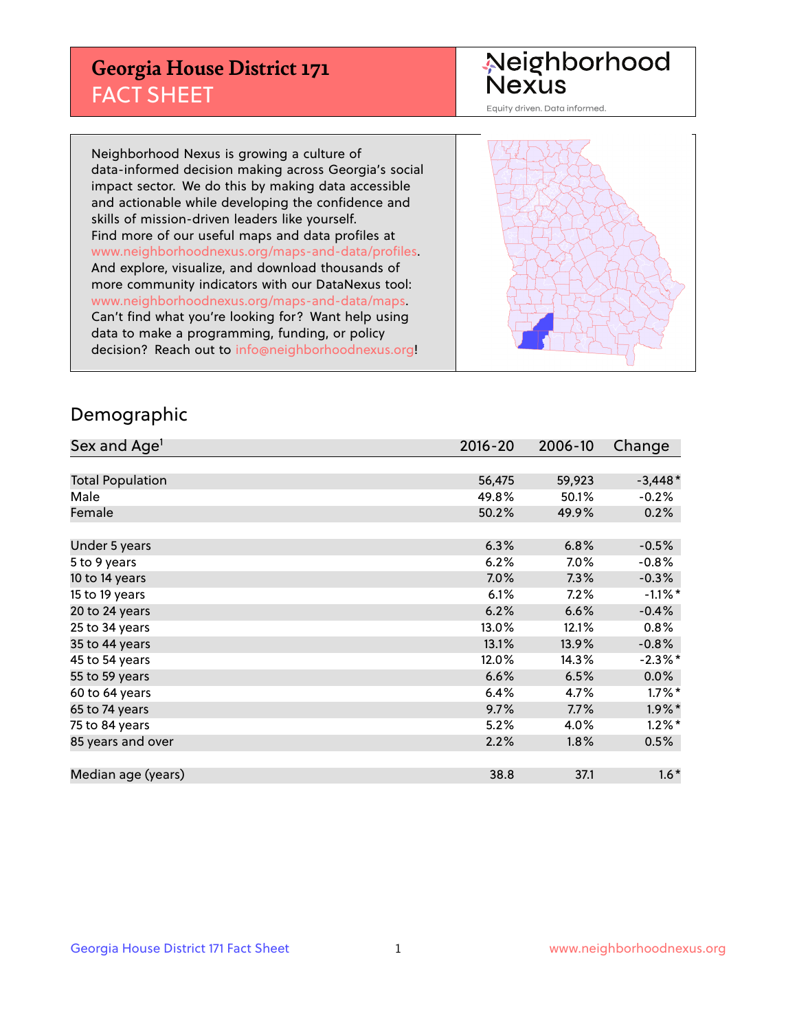# Georgia House District 171
## FACT SHEET

Neighborhood Nexus
Equity driven. Data informed.

Neighborhood Nexus is growing a culture of data-informed decision making across Georgia's social impact sector. We do this by making data accessible and actionable while developing the confidence and skills of mission-driven leaders like yourself. Find more of our useful maps and data profiles at www.neighborhoodnexus.org/maps-and-data/profiles. And explore, visualize, and download thousands of more community indicators with our DataNexus tool: www.neighborhoodnexus.org/maps-and-data/maps. Can't find what you're looking for? Want help using data to make a programming, funding, or policy decision? Reach out to info@neighborhoodnexus.org!

## Demographic

| Sex and Age[1] | 2016-20 | 2006-10 | Change |
|---|---|---|---|
| Total Population | 56,475 | 59,923 | -3,448* |
| Male | 49.8% | 50.1% | -0.2% |
| Female | 50.2% | 49.9% | 0.2% |
| | | | |
| Under 5 years | 6.3% | 6.8% | -0.5% |
| 5 to 9 years | 6.2% | 7.0% | -0.8% |
| 10 to 14 years | 7.0% | 7.3% | -0.3% |
| 15 to 19 years | 6.1% | 7.2% | -1.1%* |
| 20 to 24 years | 6.2% | 6.6% | -0.4% |
| 25 to 34 years | 13.0% | 12.1% | 0.8% |
| 35 to 44 years | 13.1% | 13.9% | -0.8% |
| 45 to 54 years | 12.0% | 14.3% | -2.3%* |
| 55 to 59 years | 6.6% | 6.5% | 0.0% |
| 60 to 64 years | 6.4% | 4.7% | 1.7%* |
| 65 to 74 years | 9.7% | 7.7% | 1.9%* |
| 75 to 84 years | 5.2% | 4.0% | 1.2%* |
| 85 years and over | 2.2% | 1.8% | 0.5% |
| | | | |
| Median age (years) | 38.8 | 37.1 | 1.6* |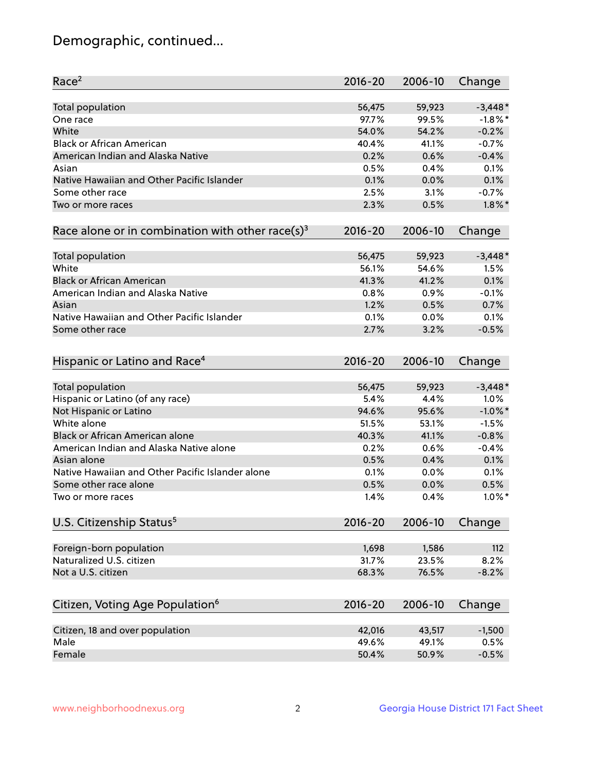# Demographic, continued...

| Race[2] | 2016-20 | 2006-10 | Change |
|---|---|---|---|
| Total population | 56,475 | 59,923 | -3,448* |
| One race | 97.7% | 99.5% | -1.8%* |
| White | 54.0% | 54.2% | -0.2% |
| Black or African American | 40.4% | 41.1% | -0.7% |
| American Indian and Alaska Native | 0.2% | 0.6% | -0.4% |
| Asian | 0.5% | 0.4% | 0.1% |
| Native Hawaiian and Other Pacific Islander | 0.1% | 0.0% | 0.1% |
| Some other race | 2.5% | 3.1% | -0.7% |
| Two or more races | 2.3% | 0.5% | 1.8%* |

| Race alone or in combination with other race(s)[3] | 2016-20 | 2006-10 | Change |
|---|---|---|---|
| Total population | 56,475 | 59,923 | -3,448* |
| White | 56.1% | 54.6% | 1.5% |
| Black or African American | 41.3% | 41.2% | 0.1% |
| American Indian and Alaska Native | 0.8% | 0.9% | -0.1% |
| Asian | 1.2% | 0.5% | 0.7% |
| Native Hawaiian and Other Pacific Islander | 0.1% | 0.0% | 0.1% |
| Some other race | 2.7% | 3.2% | -0.5% |

| Hispanic or Latino and Race[4] | 2016-20 | 2006-10 | Change |
|---|---|---|---|
| Total population | 56,475 | 59,923 | -3,448* |
| Hispanic or Latino (of any race) | 5.4% | 4.4% | 1.0% |
| Not Hispanic or Latino | 94.6% | 95.6% | -1.0%* |
| White alone | 51.5% | 53.1% | -1.5% |
| Black or African American alone | 40.3% | 41.1% | -0.8% |
| American Indian and Alaska Native alone | 0.2% | 0.6% | -0.4% |
| Asian alone | 0.5% | 0.4% | 0.1% |
| Native Hawaiian and Other Pacific Islander alone | 0.1% | 0.0% | 0.1% |
| Some other race alone | 0.5% | 0.0% | 0.5% |
| Two or more races | 1.4% | 0.4% | 1.0%* |

| U.S. Citizenship Status[5] | 2016-20 | 2006-10 | Change |
|---|---|---|---|
| Foreign-born population | 1,698 | 1,586 | 112 |
| Naturalized U.S. citizen | 31.7% | 23.5% | 8.2% |
| Not a U.S. citizen | 68.3% | 76.5% | -8.2% |

| Citizen, Voting Age Population[6] | 2016-20 | 2006-10 | Change |
|---|---|---|---|
| Citizen, 18 and over population | 42,016 | 43,517 | -1,500 |
| Male | 49.6% | 49.1% | 0.5% |
| Female | 50.4% | 50.9% | -0.5% |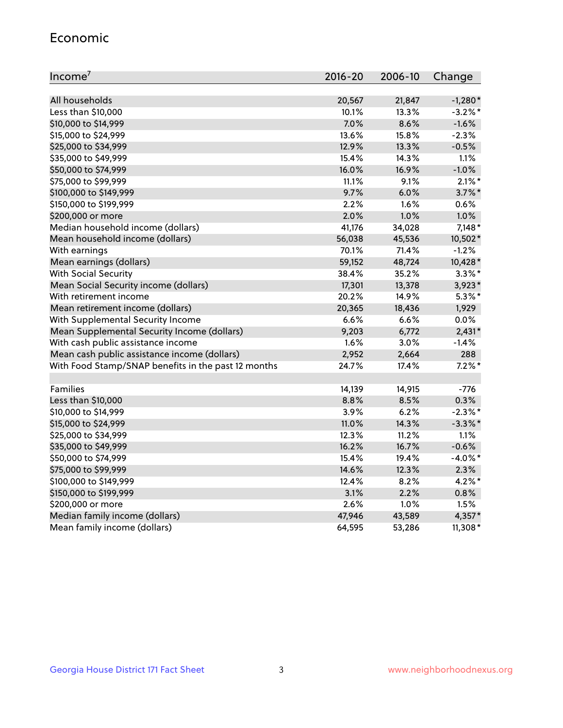## Economic

| Income[7] | 2016-20 | 2006-10 | Change |
|---|---|---|---|
| All households | 20,567 | 21,847 | -1,280* |
| Less than $10,000 | 10.1% | 13.3% | -3.2%* |
| $10,000 to $14,999 | 7.0% | 8.6% | -1.6% |
| $15,000 to $24,999 | 13.6% | 15.8% | -2.3% |
| $25,000 to $34,999 | 12.9% | 13.3% | -0.5% |
| $35,000 to $49,999 | 15.4% | 14.3% | 1.1% |
| $50,000 to $74,999 | 16.0% | 16.9% | -1.0% |
| $75,000 to $99,999 | 11.1% | 9.1% | 2.1%* |
| $100,000 to $149,999 | 9.7% | 6.0% | 3.7%* |
| $150,000 to $199,999 | 2.2% | 1.6% | 0.6% |
| $200,000 or more | 2.0% | 1.0% | 1.0% |
| Median household income (dollars) | 41,176 | 34,028 | 7,148* |
| Mean household income (dollars) | 56,038 | 45,536 | 10,502* |
| With earnings | 70.1% | 71.4% | -1.2% |
| Mean earnings (dollars) | 59,152 | 48,724 | 10,428* |
| With Social Security | 38.4% | 35.2% | 3.3%* |
| Mean Social Security income (dollars) | 17,301 | 13,378 | 3,923* |
| With retirement income | 20.2% | 14.9% | 5.3%* |
| Mean retirement income (dollars) | 20,365 | 18,436 | 1,929 |
| With Supplemental Security Income | 6.6% | 6.6% | 0.0% |
| Mean Supplemental Security Income (dollars) | 9,203 | 6,772 | 2,431* |
| With cash public assistance income | 1.6% | 3.0% | -1.4% |
| Mean cash public assistance income (dollars) | 2,952 | 2,664 | 288 |
| With Food Stamp/SNAP benefits in the past 12 months | 24.7% | 17.4% | 7.2%* |
| | | | |
| Families | 14,139 | 14,915 | -776 |
| Less than $10,000 | 8.8% | 8.5% | 0.3% |
| $10,000 to $14,999 | 3.9% | 6.2% | -2.3%* |
| $15,000 to $24,999 | 11.0% | 14.3% | -3.3%* |
| $25,000 to $34,999 | 12.3% | 11.2% | 1.1% |
| $35,000 to $49,999 | 16.2% | 16.7% | -0.6% |
| $50,000 to $74,999 | 15.4% | 19.4% | -4.0%* |
| $75,000 to $99,999 | 14.6% | 12.3% | 2.3% |
| $100,000 to $149,999 | 12.4% | 8.2% | 4.2%* |
| $150,000 to $199,999 | 3.1% | 2.2% | 0.8% |
| $200,000 or more | 2.6% | 1.0% | 1.5% |
| Median family income (dollars) | 47,946 | 43,589 | 4,357* |
| Mean family income (dollars) | 64,595 | 53,286 | 11,308* |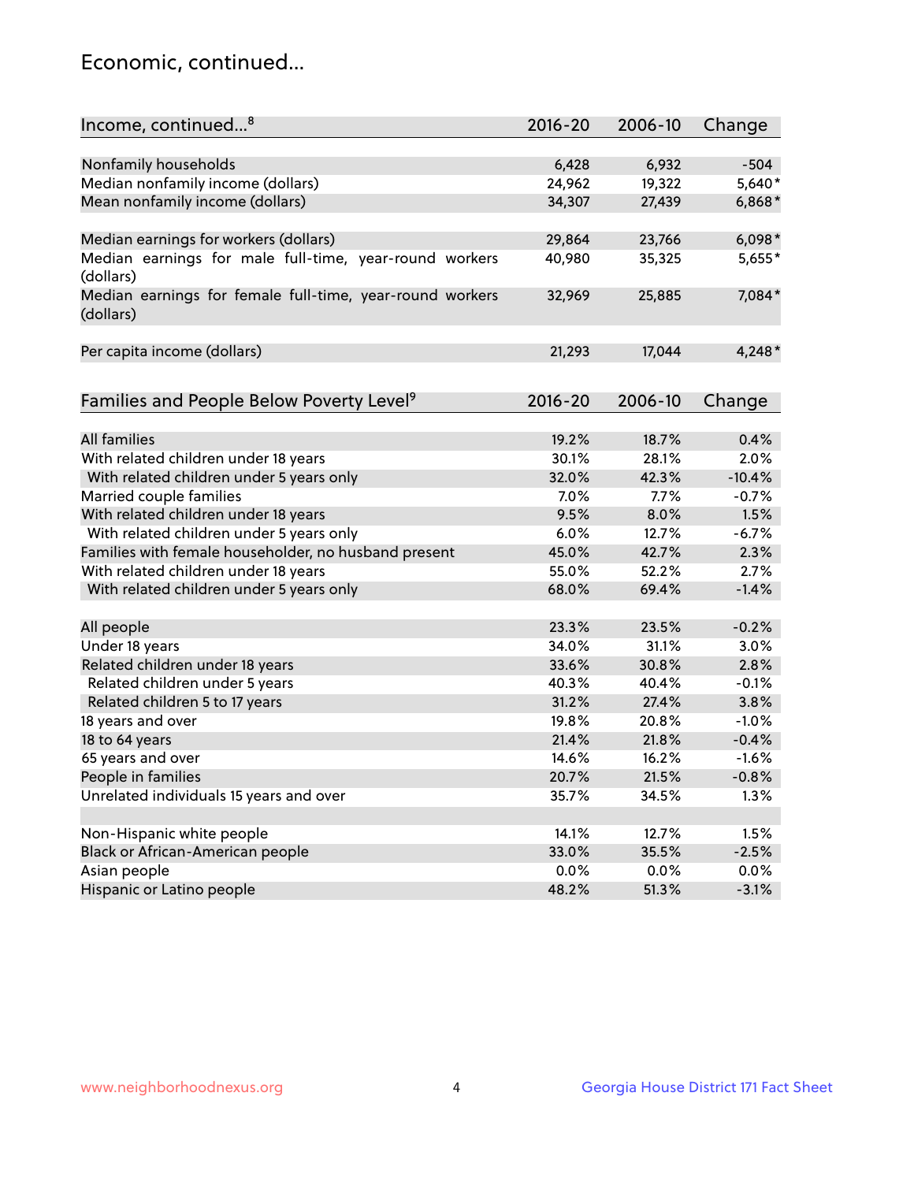## Economic, continued...

| Income, continued...[8] | 2016-20 | 2006-10 | Change |
|---|---|---|---|
| Nonfamily households | 6,428 | 6,932 | -504 |
| Median nonfamily income (dollars) | 24,962 | 19,322 | 5,640* |
| Mean nonfamily income (dollars) | 34,307 | 27,439 | 6,868* |
| Median earnings for workers (dollars) | 29,864 | 23,766 | 6,098* |
| Median earnings for male full-time, year-round workers (dollars) | 40,980 | 35,325 | 5,655* |
| Median earnings for female full-time, year-round workers (dollars) | 32,969 | 25,885 | 7,084* |
| Per capita income (dollars) | 21,293 | 17,044 | 4,248* |

| Families and People Below Poverty Level[9] | 2016-20 | 2006-10 | Change |
|---|---|---|---|
| All families | 19.2% | 18.7% | 0.4% |
| With related children under 18 years | 30.1% | 28.1% | 2.0% |
| With related children under 5 years only | 32.0% | 42.3% | -10.4% |
| Married couple families | 7.0% | 7.7% | -0.7% |
| With related children under 18 years | 9.5% | 8.0% | 1.5% |
| With related children under 5 years only | 6.0% | 12.7% | -6.7% |
| Families with female householder, no husband present | 45.0% | 42.7% | 2.3% |
| With related children under 18 years | 55.0% | 52.2% | 2.7% |
| With related children under 5 years only | 68.0% | 69.4% | -1.4% |
| All people | 23.3% | 23.5% | -0.2% |
| Under 18 years | 34.0% | 31.1% | 3.0% |
| Related children under 18 years | 33.6% | 30.8% | 2.8% |
| Related children under 5 years | 40.3% | 40.4% | -0.1% |
| Related children 5 to 17 years | 31.2% | 27.4% | 3.8% |
| 18 years and over | 19.8% | 20.8% | -1.0% |
| 18 to 64 years | 21.4% | 21.8% | -0.4% |
| 65 years and over | 14.6% | 16.2% | -1.6% |
| People in families | 20.7% | 21.5% | -0.8% |
| Unrelated individuals 15 years and over | 35.7% | 34.5% | 1.3% |
| Non-Hispanic white people | 14.1% | 12.7% | 1.5% |
| Black or African-American people | 33.0% | 35.5% | -2.5% |
| Asian people | 0.0% | 0.0% | 0.0% |
| Hispanic or Latino people | 48.2% | 51.3% | -3.1% |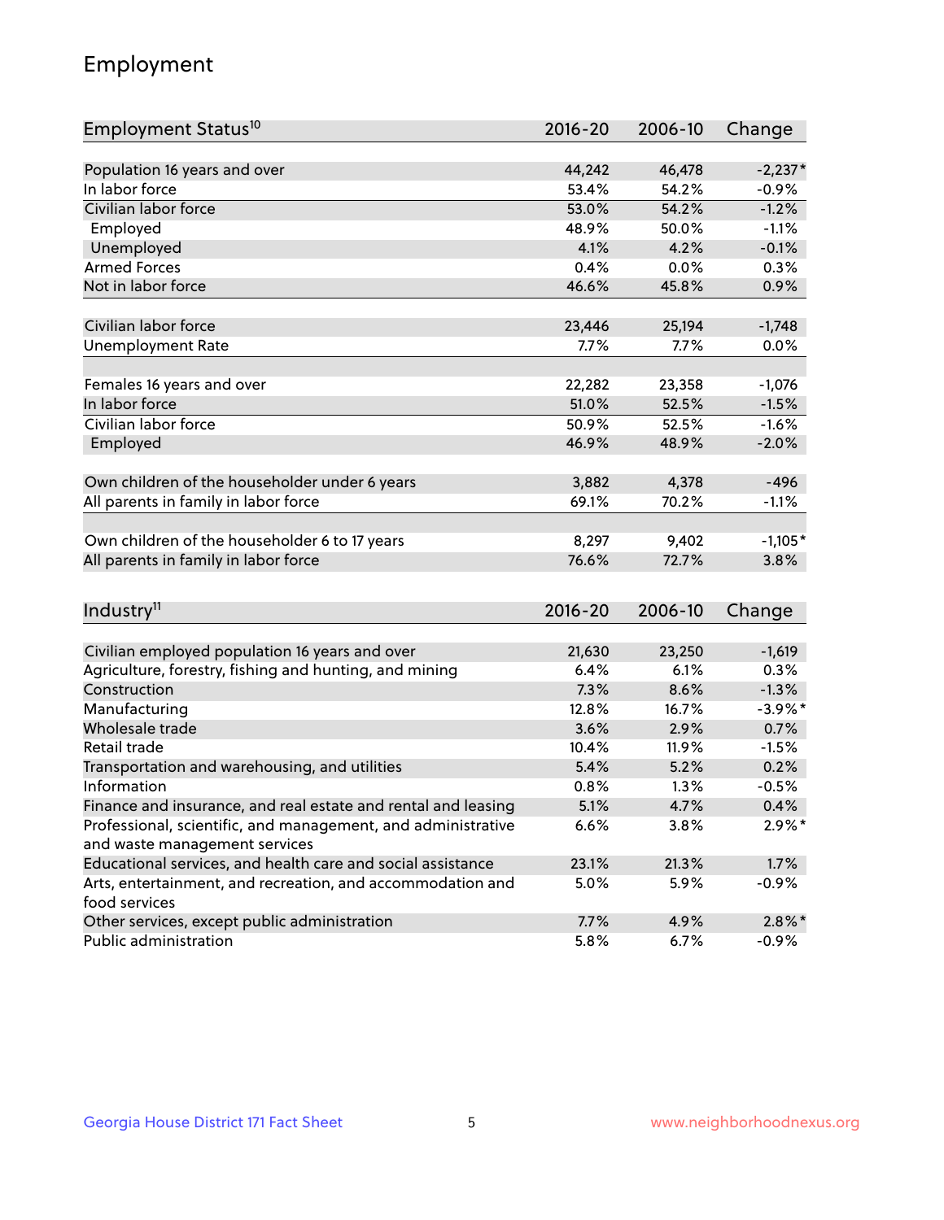## Employment

| Employment Status[10] | 2016-20 | 2006-10 | Change |
|---|---|---|---|
| Population 16 years and over | 44,242 | 46,478 | -2,237* |
| In labor force | 53.4% | 54.2% | -0.9% |
| Civilian labor force | 53.0% | 54.2% | -1.2% |
| Employed | 48.9% | 50.0% | -1.1% |
| Unemployed | 4.1% | 4.2% | -0.1% |
| Armed Forces | 0.4% | 0.0% | 0.3% |
| Not in labor force | 46.6% | 45.8% | 0.9% |
| | | | |
| Civilian labor force | 23,446 | 25,194 | -1,748 |
| Unemployment Rate | 7.7% | 7.7% | 0.0% |
| | | | |
| Females 16 years and over | 22,282 | 23,358 | -1,076 |
| In labor force | 51.0% | 52.5% | -1.5% |
| Civilian labor force | 50.9% | 52.5% | -1.6% |
| Employed | 46.9% | 48.9% | -2.0% |
| | | | |
| Own children of the householder under 6 years | 3,882 | 4,378 | -496 |
| All parents in family in labor force | 69.1% | 70.2% | -1.1% |
| | | | |
| Own children of the householder 6 to 17 years | 8,297 | 9,402 | -1,105* |
| All parents in family in labor force | 76.6% | 72.7% | 3.8% |

| Industry[11] | 2016-20 | 2006-10 | Change |
|---|---|---|---|
| Civilian employed population 16 years and over | 21,630 | 23,250 | -1,619 |
| Agriculture, forestry, fishing and hunting, and mining | 6.4% | 6.1% | 0.3% |
| Construction | 7.3% | 8.6% | -1.3% |
| Manufacturing | 12.8% | 16.7% | -3.9%* |
| Wholesale trade | 3.6% | 2.9% | 0.7% |
| Retail trade | 10.4% | 11.9% | -1.5% |
| Transportation and warehousing, and utilities | 5.4% | 5.2% | 0.2% |
| Information | 0.8% | 1.3% | -0.5% |
| Finance and insurance, and real estate and rental and leasing | 5.1% | 4.7% | 0.4% |
| Professional, scientific, and management, and administrative and waste management services | 6.6% | 3.8% | 2.9%* |
| Educational services, and health care and social assistance | 23.1% | 21.3% | 1.7% |
| Arts, entertainment, and recreation, and accommodation and food services | 5.0% | 5.9% | -0.9% |
| Other services, except public administration | 7.7% | 4.9% | 2.8%* |
| Public administration | 5.8% | 6.7% | -0.9% |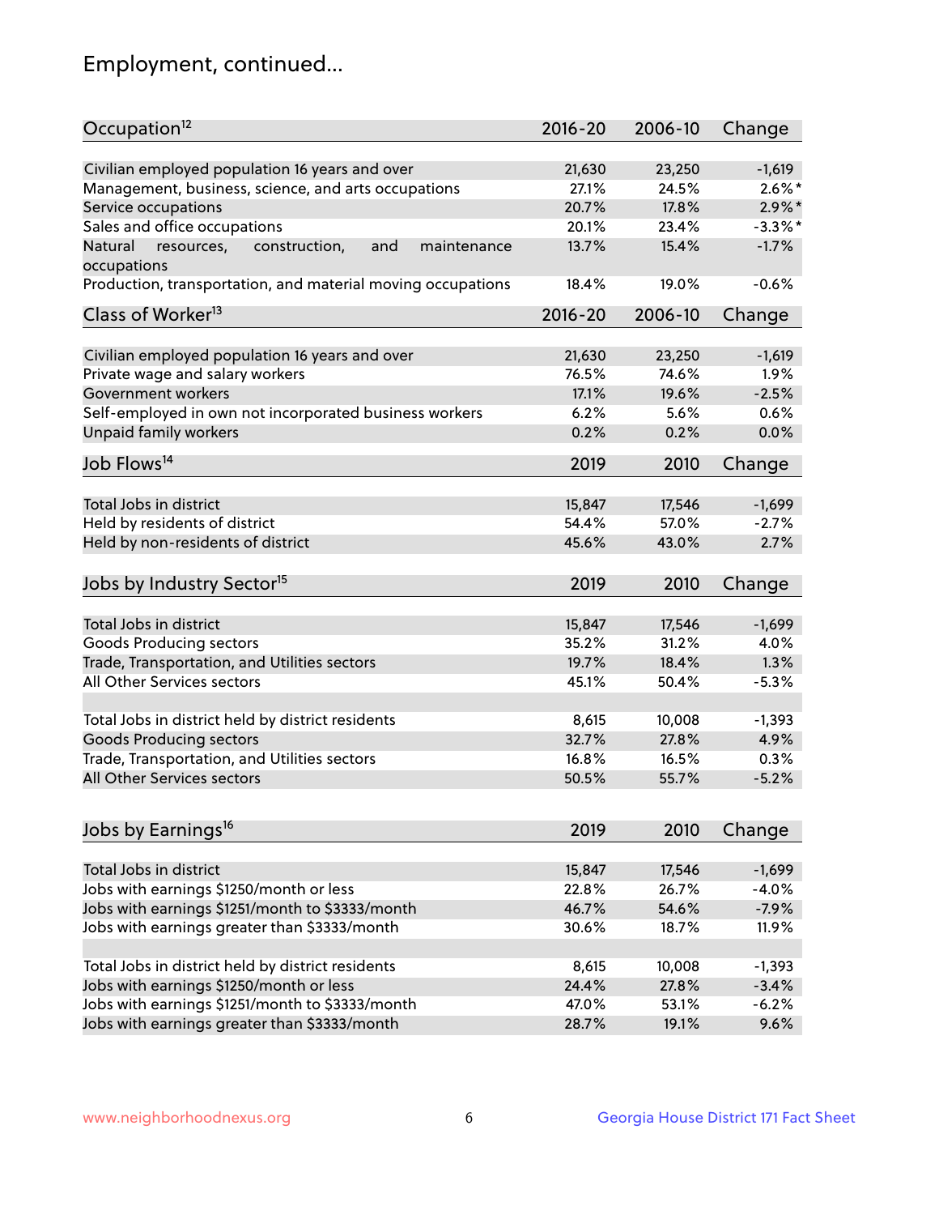## Employment, continued...

| Occupation[12] | 2016-20 | 2006-10 | Change |
|---|---|---|---|
| Civilian employed population 16 years and over | 21,630 | 23,250 | -1,619 |
| Management, business, science, and arts occupations | 27.1% | 24.5% | 2.6%* |
| Service occupations | 20.7% | 17.8% | 2.9%* |
| Sales and office occupations | 20.1% | 23.4% | -3.3%* |
| Natural resources, construction, and maintenance occupations | 13.7% | 15.4% | -1.7% |
| Production, transportation, and material moving occupations | 18.4% | 19.0% | -0.6% |

| Class of Worker[13] | 2016-20 | 2006-10 | Change |
|---|---|---|---|
| Civilian employed population 16 years and over | 21,630 | 23,250 | -1,619 |
| Private wage and salary workers | 76.5% | 74.6% | 1.9% |
| Government workers | 17.1% | 19.6% | -2.5% |
| Self-employed in own not incorporated business workers | 6.2% | 5.6% | 0.6% |
| Unpaid family workers | 0.2% | 0.2% | 0.0% |

| Job Flows[14] | 2019 | 2010 | Change |
|---|---|---|---|
| Total Jobs in district | 15,847 | 17,546 | -1,699 |
| Held by residents of district | 54.4% | 57.0% | -2.7% |
| Held by non-residents of district | 45.6% | 43.0% | 2.7% |

| Jobs by Industry Sector[15] | 2019 | 2010 | Change |
|---|---|---|---|
| Total Jobs in district | 15,847 | 17,546 | -1,699 |
| Goods Producing sectors | 35.2% | 31.2% | 4.0% |
| Trade, Transportation, and Utilities sectors | 19.7% | 18.4% | 1.3% |
| All Other Services sectors | 45.1% | 50.4% | -5.3% |
| | | | |
| Total Jobs in district held by district residents | 8,615 | 10,008 | -1,393 |
| Goods Producing sectors | 32.7% | 27.8% | 4.9% |
| Trade, Transportation, and Utilities sectors | 16.8% | 16.5% | 0.3% |
| All Other Services sectors | 50.5% | 55.7% | -5.2% |

| Jobs by Earnings[16] | 2019 | 2010 | Change |
|---|---|---|---|
| Total Jobs in district | 15,847 | 17,546 | -1,699 |
| Jobs with earnings $1250/month or less | 22.8% | 26.7% | -4.0% |
| Jobs with earnings $1251/month to $3333/month | 46.7% | 54.6% | -7.9% |
| Jobs with earnings greater than $3333/month | 30.6% | 18.7% | 11.9% |
| | | | |
| Total Jobs in district held by district residents | 8,615 | 10,008 | -1,393 |
| Jobs with earnings $1250/month or less | 24.4% | 27.8% | -3.4% |
| Jobs with earnings $1251/month to $3333/month | 47.0% | 53.1% | -6.2% |
| Jobs with earnings greater than $3333/month | 28.7% | 19.1% | 9.6% |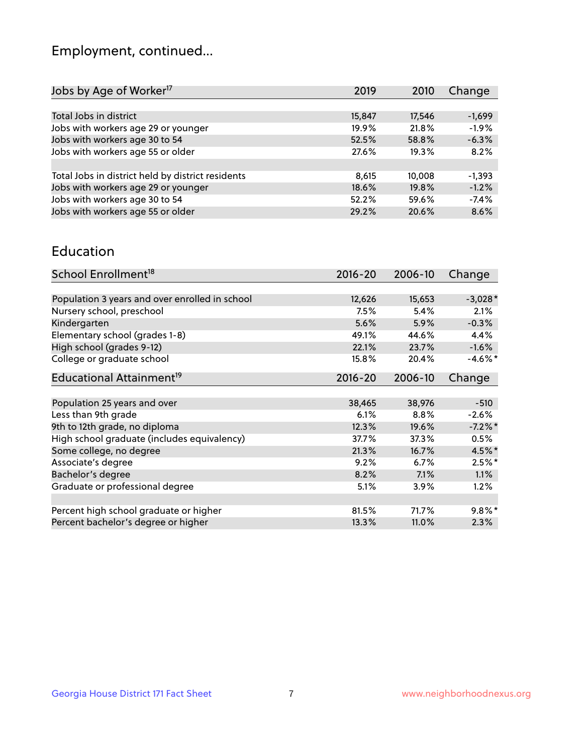## Employment, continued...

| Jobs by Age of Worker[17] | 2019 | 2010 | Change |
|---|---|---|---|
| Total Jobs in district | 15,847 | 17,546 | -1,699 |
| Jobs with workers age 29 or younger | 19.9% | 21.8% | -1.9% |
| Jobs with workers age 30 to 54 | 52.5% | 58.8% | -6.3% |
| Jobs with workers age 55 or older | 27.6% | 19.3% | 8.2% |
| | | | |
| Total Jobs in district held by district residents | 8,615 | 10,008 | -1,393 |
| Jobs with workers age 29 or younger | 18.6% | 19.8% | -1.2% |
| Jobs with workers age 30 to 54 | 52.2% | 59.6% | -7.4% |
| Jobs with workers age 55 or older | 29.2% | 20.6% | 8.6% |

## Education

| School Enrollment[18] | 2016-20 | 2006-10 | Change |
|---|---|---|---|
| Population 3 years and over enrolled in school | 12,626 | 15,653 | -3,028* |
| Nursery school, preschool | 7.5% | 5.4% | 2.1% |
| Kindergarten | 5.6% | 5.9% | -0.3% |
| Elementary school (grades 1-8) | 49.1% | 44.6% | 4.4% |
| High school (grades 9-12) | 22.1% | 23.7% | -1.6% |
| College or graduate school | 15.8% | 20.4% | -4.6%* |

| Educational Attainment[19] | 2016-20 | 2006-10 | Change |
|---|---|---|---|
| Population 25 years and over | 38,465 | 38,976 | -510 |
| Less than 9th grade | 6.1% | 8.8% | -2.6% |
| 9th to 12th grade, no diploma | 12.3% | 19.6% | -7.2%* |
| High school graduate (includes equivalency) | 37.7% | 37.3% | 0.5% |
| Some college, no degree | 21.3% | 16.7% | 4.5%* |
| Associate's degree | 9.2% | 6.7% | 2.5%* |
| Bachelor's degree | 8.2% | 7.1% | 1.1% |
| Graduate or professional degree | 5.1% | 3.9% | 1.2% |
| | | | |
| Percent high school graduate or higher | 81.5% | 71.7% | 9.8%* |
| Percent bachelor's degree or higher | 13.3% | 11.0% | 2.3% |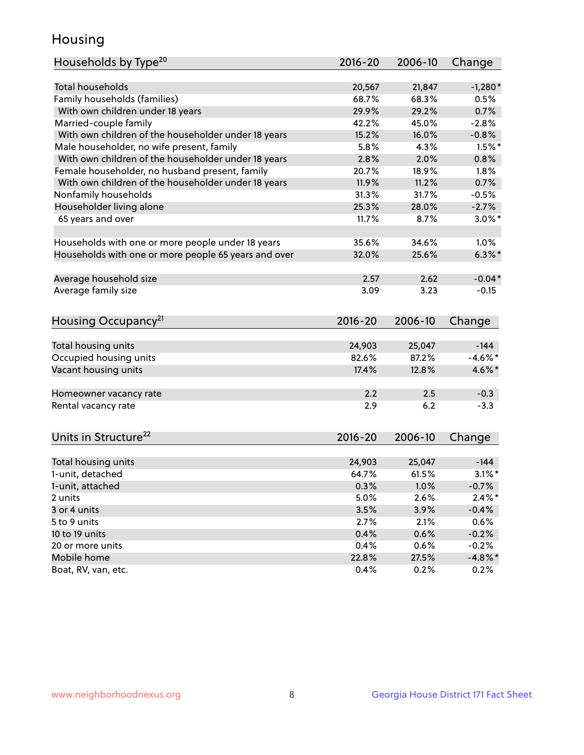# Housing

| Households by Type[20] | 2016-20 | 2006-10 | Change |
|---|---|---|---|
| Total households | 20,567 | 21,847 | -1,280* |
| Family households (families) | 68.7% | 68.3% | 0.5% |
| With own children under 18 years | 29.9% | 29.2% | 0.7% |
| Married-couple family | 42.2% | 45.0% | -2.8% |
| With own children of the householder under 18 years | 15.2% | 16.0% | -0.8% |
| Male householder, no wife present, family | 5.8% | 4.3% | 1.5%* |
| With own children of the householder under 18 years | 2.8% | 2.0% | 0.8% |
| Female householder, no husband present, family | 20.7% | 18.9% | 1.8% |
| With own children of the householder under 18 years | 11.9% | 11.2% | 0.7% |
| Nonfamily households | 31.3% | 31.7% | -0.5% |
| Householder living alone | 25.3% | 28.0% | -2.7% |
| 65 years and over | 11.7% | 8.7% | 3.0%* |
| | | | |
| Households with one or more people under 18 years | 35.6% | 34.6% | 1.0% |
| Households with one or more people 65 years and over | 32.0% | 25.6% | 6.3%* |
| | | | |
| Average household size | 2.57 | 2.62 | -0.04* |
| Average family size | 3.09 | 3.23 | -0.15 |

| Housing Occupancy[21] | 2016-20 | 2006-10 | Change |
|---|---|---|---|
| Total housing units | 24,903 | 25,047 | -144 |
| Occupied housing units | 82.6% | 87.2% | -4.6%* |
| Vacant housing units | 17.4% | 12.8% | 4.6%* |
| | | | |
| Homeowner vacancy rate | 2.2 | 2.5 | -0.3 |
| Rental vacancy rate | 2.9 | 6.2 | -3.3 |

| Units in Structure[22] | 2016-20 | 2006-10 | Change |
|---|---|---|---|
| Total housing units | 24,903 | 25,047 | -144 |
| 1-unit, detached | 64.7% | 61.5% | 3.1%* |
| 1-unit, attached | 0.3% | 1.0% | -0.7% |
| 2 units | 5.0% | 2.6% | 2.4%* |
| 3 or 4 units | 3.5% | 3.9% | -0.4% |
| 5 to 9 units | 2.7% | 2.1% | 0.6% |
| 10 to 19 units | 0.4% | 0.6% | -0.2% |
| 20 or more units | 0.4% | 0.6% | -0.2% |
| Mobile home | 22.8% | 27.5% | -4.8%* |
| Boat, RV, van, etc. | 0.4% | 0.2% | 0.2% |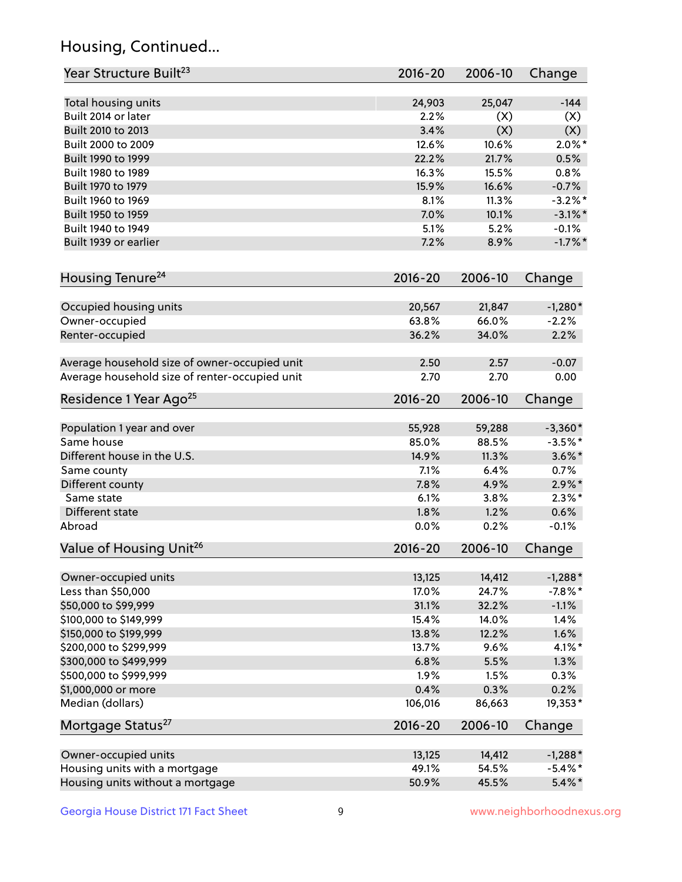## Housing, Continued...

| Year Structure Built[23] | 2016-20 | 2006-10 | Change |
|---|---|---|---|
| Total housing units | 24,903 | 25,047 | -144 |
| Built 2014 or later | 2.2% | (X) | (X) |
| Built 2010 to 2013 | 3.4% | (X) | (X) |
| Built 2000 to 2009 | 12.6% | 10.6% | 2.0%* |
| Built 1990 to 1999 | 22.2% | 21.7% | 0.5% |
| Built 1980 to 1989 | 16.3% | 15.5% | 0.8% |
| Built 1970 to 1979 | 15.9% | 16.6% | -0.7% |
| Built 1960 to 1969 | 8.1% | 11.3% | -3.2%* |
| Built 1950 to 1959 | 7.0% | 10.1% | -3.1%* |
| Built 1940 to 1949 | 5.1% | 5.2% | -0.1% |
| Built 1939 or earlier | 7.2% | 8.9% | -1.7%* |

| Housing Tenure[24] | 2016-20 | 2006-10 | Change |
|---|---|---|---|
| Occupied housing units | 20,567 | 21,847 | -1,280* |
| Owner-occupied | 63.8% | 66.0% | -2.2% |
| Renter-occupied | 36.2% | 34.0% | 2.2% |
| Average household size of owner-occupied unit | 2.50 | 2.57 | -0.07 |
| Average household size of renter-occupied unit | 2.70 | 2.70 | 0.00 |

| Residence 1 Year Ago[25] | 2016-20 | 2006-10 | Change |
|---|---|---|---|
| Population 1 year and over | 55,928 | 59,288 | -3,360* |
| Same house | 85.0% | 88.5% | -3.5%* |
| Different house in the U.S. | 14.9% | 11.3% | 3.6%* |
| Same county | 7.1% | 6.4% | 0.7% |
| Different county | 7.8% | 4.9% | 2.9%* |
| Same state | 6.1% | 3.8% | 2.3%* |
| Different state | 1.8% | 1.2% | 0.6% |
| Abroad | 0.0% | 0.2% | -0.1% |

| Value of Housing Unit[26] | 2016-20 | 2006-10 | Change |
|---|---|---|---|
| Owner-occupied units | 13,125 | 14,412 | -1,288* |
| Less than $50,000 | 17.0% | 24.7% | -7.8%* |
| $50,000 to $99,999 | 31.1% | 32.2% | -1.1% |
| $100,000 to $149,999 | 15.4% | 14.0% | 1.4% |
| $150,000 to $199,999 | 13.8% | 12.2% | 1.6% |
| $200,000 to $299,999 | 13.7% | 9.6% | 4.1%* |
| $300,000 to $499,999 | 6.8% | 5.5% | 1.3% |
| $500,000 to $999,999 | 1.9% | 1.5% | 0.3% |
| $1,000,000 or more | 0.4% | 0.3% | 0.2% |
| Median (dollars) | 106,016 | 86,663 | 19,353* |

| Mortgage Status[27] | 2016-20 | 2006-10 | Change |
|---|---|---|---|
| Owner-occupied units | 13,125 | 14,412 | -1,288* |
| Housing units with a mortgage | 49.1% | 54.5% | -5.4%* |
| Housing units without a mortgage | 50.9% | 45.5% | 5.4%* |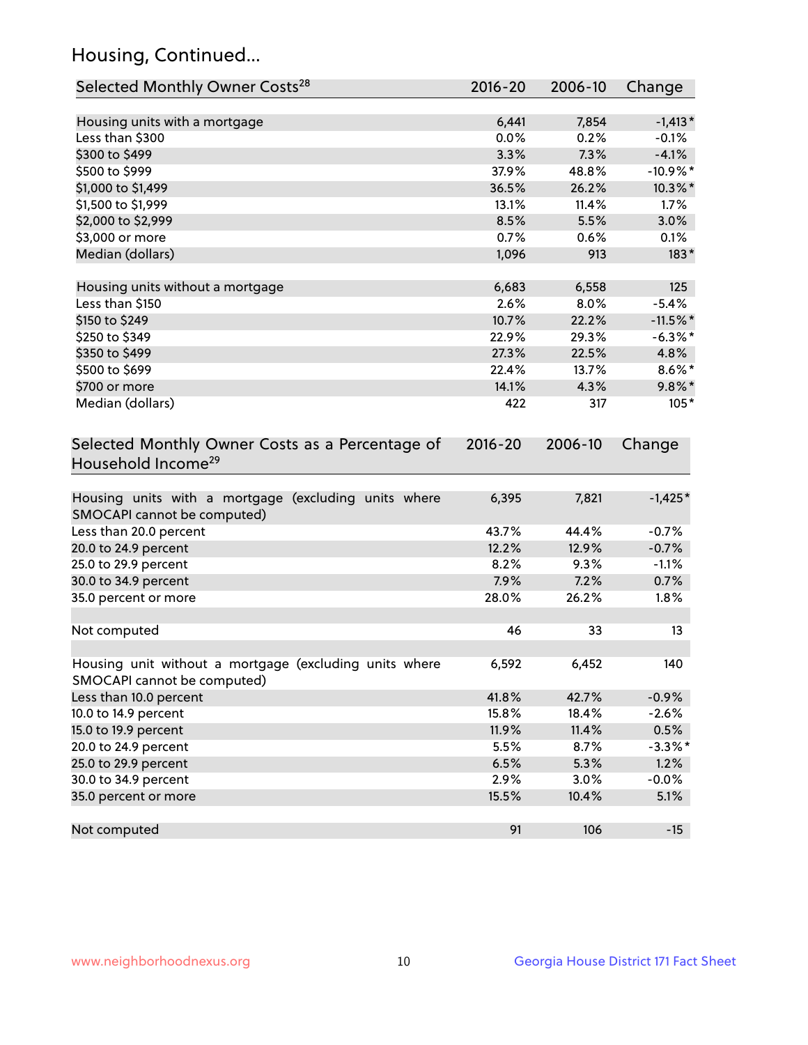## Housing, Continued...

| Selected Monthly Owner Costs[28] | 2016-20 | 2006-10 | Change |
|---|---|---|---|
| Housing units with a mortgage | 6,441 | 7,854 | -1,413* |
| Less than $300 | 0.0% | 0.2% | -0.1% |
| $300 to $499 | 3.3% | 7.3% | -4.1% |
| $500 to $999 | 37.9% | 48.8% | -10.9%* |
| $1,000 to $1,499 | 36.5% | 26.2% | 10.3%* |
| $1,500 to $1,999 | 13.1% | 11.4% | 1.7% |
| $2,000 to $2,999 | 8.5% | 5.5% | 3.0% |
| $3,000 or more | 0.7% | 0.6% | 0.1% |
| Median (dollars) | 1,096 | 913 | 183* |
| | | | |
| Housing units without a mortgage | 6,683 | 6,558 | 125 |
| Less than $150 | 2.6% | 8.0% | -5.4% |
| $150 to $249 | 10.7% | 22.2% | -11.5%* |
| $250 to $349 | 22.9% | 29.3% | -6.3%* |
| $350 to $499 | 27.3% | 22.5% | 4.8% |
| $500 to $699 | 22.4% | 13.7% | 8.6%* |
| $700 or more | 14.1% | 4.3% | 9.8%* |
| Median (dollars) | 422 | 317 | 105* |

| Selected Monthly Owner Costs as a Percentage of Household Income[29] | 2016-20 | 2006-10 | Change |
|---|---|---|---|
| Housing units with a mortgage (excluding units where SMOCAPI cannot be computed) | 6,395 | 7,821 | -1,425* |
| Less than 20.0 percent | 43.7% | 44.4% | -0.7% |
| 20.0 to 24.9 percent | 12.2% | 12.9% | -0.7% |
| 25.0 to 29.9 percent | 8.2% | 9.3% | -1.1% |
| 30.0 to 34.9 percent | 7.9% | 7.2% | 0.7% |
| 35.0 percent or more | 28.0% | 26.2% | 1.8% |
| | | | |
| Not computed | 46 | 33 | 13 |
| | | | |
| Housing unit without a mortgage (excluding units where SMOCAPI cannot be computed) | 6,592 | 6,452 | 140 |
| Less than 10.0 percent | 41.8% | 42.7% | -0.9% |
| 10.0 to 14.9 percent | 15.8% | 18.4% | -2.6% |
| 15.0 to 19.9 percent | 11.9% | 11.4% | 0.5% |
| 20.0 to 24.9 percent | 5.5% | 8.7% | -3.3%* |
| 25.0 to 29.9 percent | 6.5% | 5.3% | 1.2% |
| 30.0 to 34.9 percent | 2.9% | 3.0% | -0.0% |
| 35.0 percent or more | 15.5% | 10.4% | 5.1% |
| | | | |
| Not computed | 91 | 106 | -15 |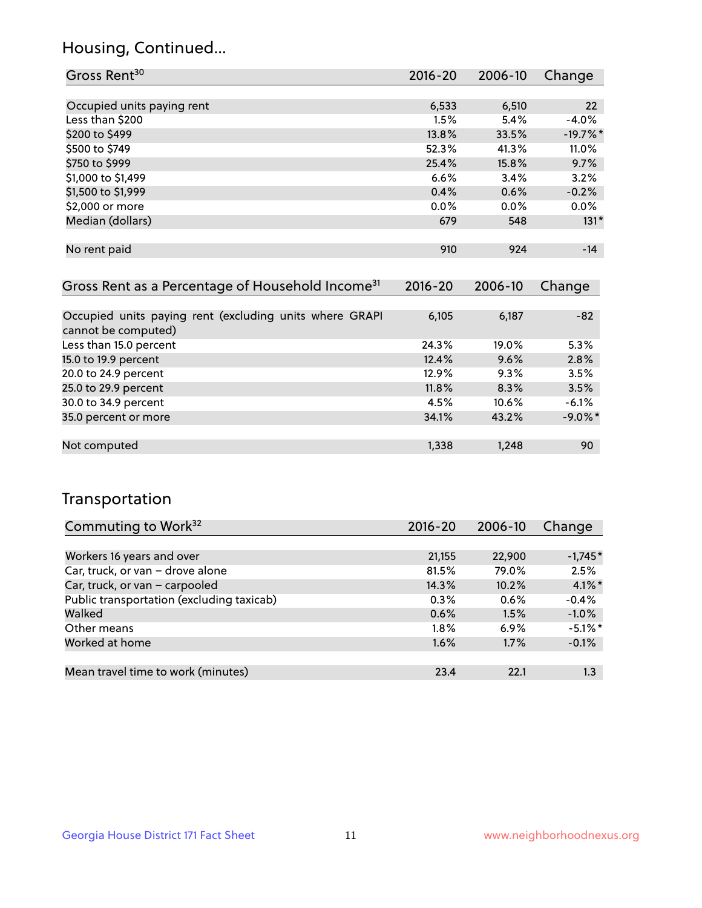## Housing, Continued...

| Gross Rent[30] | 2016-20 | 2006-10 | Change |
|---|---|---|---|
| Occupied units paying rent | 6,533 | 6,510 | 22 |
| Less than $200 | 1.5% | 5.4% | -4.0% |
| $200 to $499 | 13.8% | 33.5% | -19.7%* |
| $500 to $749 | 52.3% | 41.3% | 11.0% |
| $750 to $999 | 25.4% | 15.8% | 9.7% |
| $1,000 to $1,499 | 6.6% | 3.4% | 3.2% |
| $1,500 to $1,999 | 0.4% | 0.6% | -0.2% |
| $2,000 or more | 0.0% | 0.0% | 0.0% |
| Median (dollars) | 679 | 548 | 131* |
| No rent paid | 910 | 924 | -14 |

| Gross Rent as a Percentage of Household Income[31] | 2016-20 | 2006-10 | Change |
|---|---|---|---|
| Occupied units paying rent (excluding units where GRAPI cannot be computed) | 6,105 | 6,187 | -82 |
| Less than 15.0 percent | 24.3% | 19.0% | 5.3% |
| 15.0 to 19.9 percent | 12.4% | 9.6% | 2.8% |
| 20.0 to 24.9 percent | 12.9% | 9.3% | 3.5% |
| 25.0 to 29.9 percent | 11.8% | 8.3% | 3.5% |
| 30.0 to 34.9 percent | 4.5% | 10.6% | -6.1% |
| 35.0 percent or more | 34.1% | 43.2% | -9.0%* |
| Not computed | 1,338 | 1,248 | 90 |

## Transportation

| Commuting to Work[32] | 2016-20 | 2006-10 | Change |
|---|---|---|---|
| Workers 16 years and over | 21,155 | 22,900 | -1,745* |
| Car, truck, or van – drove alone | 81.5% | 79.0% | 2.5% |
| Car, truck, or van – carpooled | 14.3% | 10.2% | 4.1%* |
| Public transportation (excluding taxicab) | 0.3% | 0.6% | -0.4% |
| Walked | 0.6% | 1.5% | -1.0% |
| Other means | 1.8% | 6.9% | -5.1%* |
| Worked at home | 1.6% | 1.7% | -0.1% |
| Mean travel time to work (minutes) | 23.4 | 22.1 | 1.3 |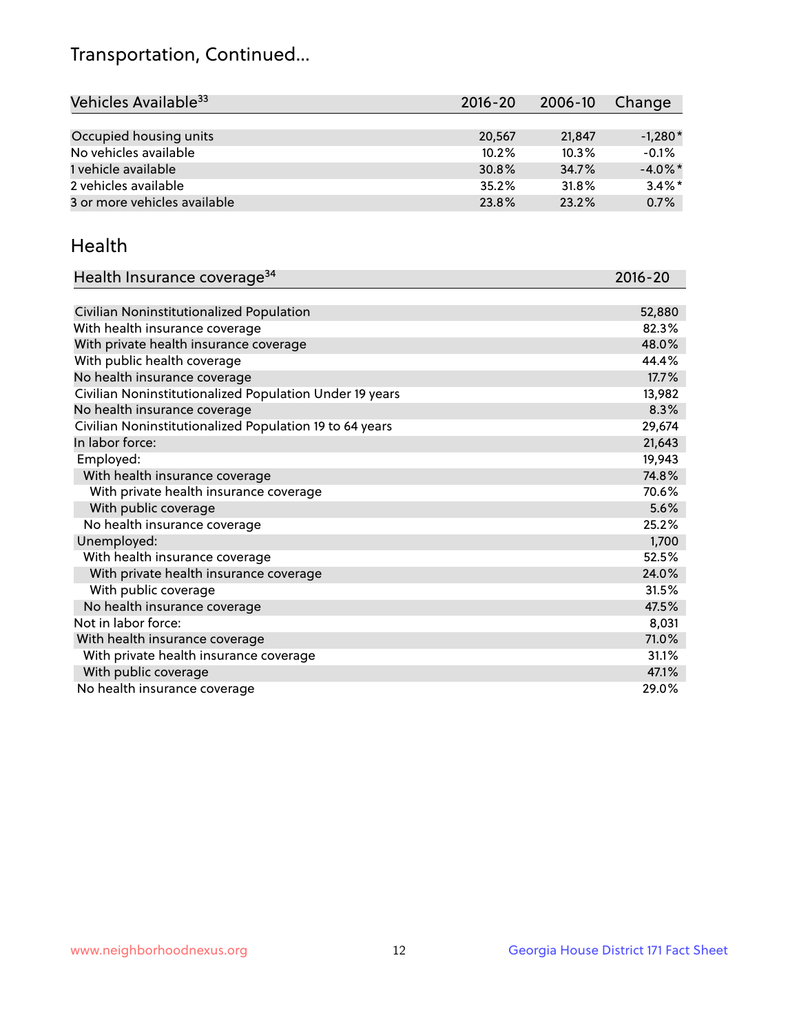# Transportation, Continued...

| Vehicles Available[33] | 2016-20 | 2006-10 | Change |
|---|---|---|---|
| Occupied housing units | 20,567 | 21,847 | -1,280* |
| No vehicles available | 10.2% | 10.3% | -0.1% |
| 1 vehicle available | 30.8% | 34.7% | -4.0%* |
| 2 vehicles available | 35.2% | 31.8% | 3.4%* |
| 3 or more vehicles available | 23.8% | 23.2% | 0.7% |

## Health

| Health Insurance coverage[34] | 2016-20 |
|---|---|
| Civilian Noninstitutionalized Population | 52,880 |
| With health insurance coverage | 82.3% |
| With private health insurance coverage | 48.0% |
| With public health coverage | 44.4% |
| No health insurance coverage | 17.7% |
| Civilian Noninstitutionalized Population Under 19 years | 13,982 |
| No health insurance coverage | 8.3% |
| Civilian Noninstitutionalized Population 19 to 64 years | 29,674 |
| In labor force: | 21,643 |
| Employed: | 19,943 |
| With health insurance coverage | 74.8% |
| With private health insurance coverage | 70.6% |
| With public coverage | 5.6% |
| No health insurance coverage | 25.2% |
| Unemployed: | 1,700 |
| With health insurance coverage | 52.5% |
| With private health insurance coverage | 24.0% |
| With public coverage | 31.5% |
| No health insurance coverage | 47.5% |
| Not in labor force: | 8,031 |
| With health insurance coverage | 71.0% |
| With private health insurance coverage | 31.1% |
| With public coverage | 47.1% |
| No health insurance coverage | 29.0% |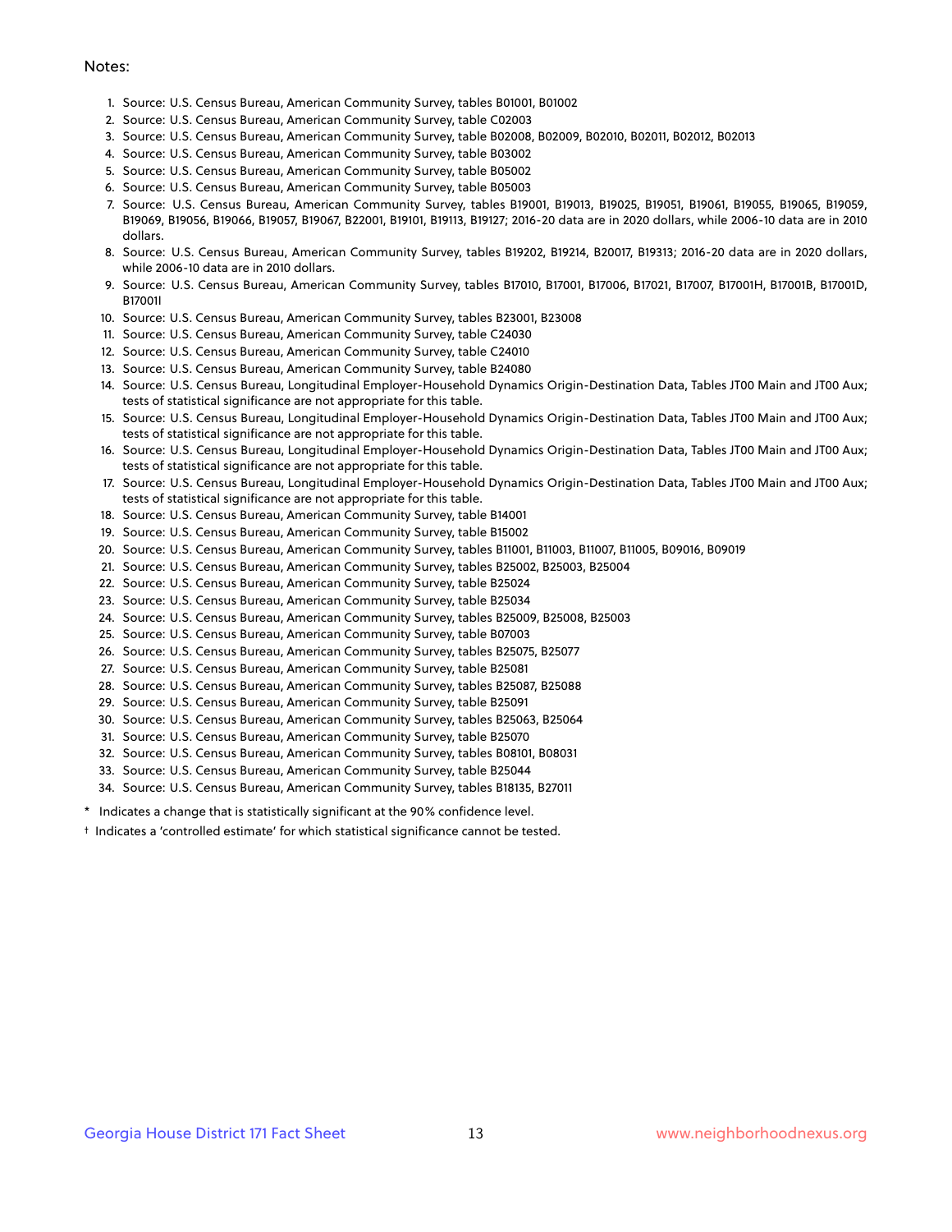Notes:

1. Source: U.S. Census Bureau, American Community Survey, tables B01001, B01002
2. Source: U.S. Census Bureau, American Community Survey, table C02003
3. Source: U.S. Census Bureau, American Community Survey, table B02008, B02009, B02010, B02011, B02012, B02013
4. Source: U.S. Census Bureau, American Community Survey, table B03002
5. Source: U.S. Census Bureau, American Community Survey, table B05002
6. Source: U.S. Census Bureau, American Community Survey, table B05003
7. Source: U.S. Census Bureau, American Community Survey, tables B19001, B19013, B19025, B19051, B19061, B19055, B19065, B19059, B19069, B19056, B19066, B19057, B19067, B22001, B19101, B19113, B19127; 2016-20 data are in 2020 dollars, while 2006-10 data are in 2010 dollars.
8. Source: U.S. Census Bureau, American Community Survey, tables B19202, B19214, B20017, B19313; 2016-20 data are in 2020 dollars, while 2006-10 data are in 2010 dollars.
9. Source: U.S. Census Bureau, American Community Survey, tables B17010, B17001, B17006, B17021, B17007, B17001H, B17001B, B17001D, B17001I
10. Source: U.S. Census Bureau, American Community Survey, tables B23001, B23008
11. Source: U.S. Census Bureau, American Community Survey, table C24030
12. Source: U.S. Census Bureau, American Community Survey, table C24010
13. Source: U.S. Census Bureau, American Community Survey, table B24080
14. Source: U.S. Census Bureau, Longitudinal Employer-Household Dynamics Origin-Destination Data, Tables JT00 Main and JT00 Aux; tests of statistical significance are not appropriate for this table.
15. Source: U.S. Census Bureau, Longitudinal Employer-Household Dynamics Origin-Destination Data, Tables JT00 Main and JT00 Aux; tests of statistical significance are not appropriate for this table.
16. Source: U.S. Census Bureau, Longitudinal Employer-Household Dynamics Origin-Destination Data, Tables JT00 Main and JT00 Aux; tests of statistical significance are not appropriate for this table.
17. Source: U.S. Census Bureau, Longitudinal Employer-Household Dynamics Origin-Destination Data, Tables JT00 Main and JT00 Aux; tests of statistical significance are not appropriate for this table.
18. Source: U.S. Census Bureau, American Community Survey, table B14001
19. Source: U.S. Census Bureau, American Community Survey, table B15002
20. Source: U.S. Census Bureau, American Community Survey, tables B11001, B11003, B11007, B11005, B09016, B09019
21. Source: U.S. Census Bureau, American Community Survey, tables B25002, B25003, B25004
22. Source: U.S. Census Bureau, American Community Survey, table B25024
23. Source: U.S. Census Bureau, American Community Survey, table B25034
24. Source: U.S. Census Bureau, American Community Survey, tables B25009, B25008, B25003
25. Source: U.S. Census Bureau, American Community Survey, table B07003
26. Source: U.S. Census Bureau, American Community Survey, tables B25075, B25077
27. Source: U.S. Census Bureau, American Community Survey, table B25081
28. Source: U.S. Census Bureau, American Community Survey, tables B25087, B25088
29. Source: U.S. Census Bureau, American Community Survey, table B25091
30. Source: U.S. Census Bureau, American Community Survey, tables B25063, B25064
31. Source: U.S. Census Bureau, American Community Survey, table B25070
32. Source: U.S. Census Bureau, American Community Survey, tables B08101, B08031
33. Source: U.S. Census Bureau, American Community Survey, table B25044
34. Source: U.S. Census Bureau, American Community Survey, tables B18135, B27011

\* Indicates a change that is statistically significant at the 90% confidence level.

† Indicates a 'controlled estimate' for which statistical significance cannot be tested.